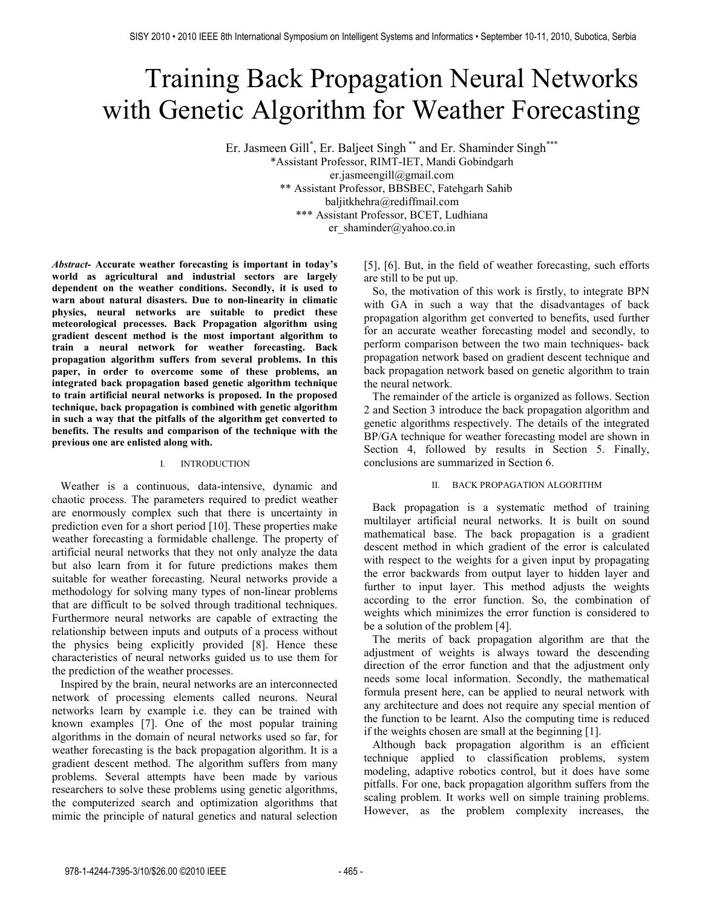# Training Back Propagation Neural Networks with Genetic Algorithm for Weather Forecasting

Er. Jasmeen Gill*, Er. Baljeet Singh ** and Er. Shaminder Singh***

*Assistant Professor, RIMT-IET, Mandi Gobindgarh
er.jasmeengill@gmail.com
** Assistant Professor, BBSBEC, Fatehgarh Sahib
baljitkhehra@rediffmail.com
*** Assistant Professor, BCET, Ludhiana
er_shaminder@yahoo.co.in

***Abstract-*** **Accurate weather forecasting is important in today's world as agricultural and industrial sectors are largely dependent on the weather conditions. Secondly, it is used to warn about natural disasters. Due to non-linearity in climatic physics, neural networks are suitable to predict these meteorological processes. Back Propagation algorithm using gradient descent method is the most important algorithm to train a neural network for weather forecasting. Back propagation algorithm suffers from several problems. In this paper, in order to overcome some of these problems, an integrated back propagation based genetic algorithm technique to train artificial neural networks is proposed. In the proposed technique, back propagation is combined with genetic algorithm in such a way that the pitfalls of the algorithm get converted to benefits. The results and comparison of the technique with the previous one are enlisted along with.**

## I. INTRODUCTION

Weather is a continuous, data-intensive, dynamic and chaotic process. The parameters required to predict weather are enormously complex such that there is uncertainty in prediction even for a short period [10]. These properties make weather forecasting a formidable challenge. The property of artificial neural networks that they not only analyze the data but also learn from it for future predictions makes them suitable for weather forecasting. Neural networks provide a methodology for solving many types of non-linear problems that are difficult to be solved through traditional techniques. Furthermore neural networks are capable of extracting the relationship between inputs and outputs of a process without the physics being explicitly provided [8]. Hence these characteristics of neural networks guided us to use them for the prediction of the weather processes.

Inspired by the brain, neural networks are an interconnected network of processing elements called neurons. Neural networks learn by example i.e. they can be trained with known examples [7]. One of the most popular training algorithms in the domain of neural networks used so far, for weather forecasting is the back propagation algorithm. It is a gradient descent method. The algorithm suffers from many problems. Several attempts have been made by various researchers to solve these problems using genetic algorithms, the computerized search and optimization algorithms that mimic the principle of natural genetics and natural selection [5], [6]. But, in the field of weather forecasting, such efforts are still to be put up.

So, the motivation of this work is firstly, to integrate BPN with GA in such a way that the disadvantages of back propagation algorithm get converted to benefits, used further for an accurate weather forecasting model and secondly, to perform comparison between the two main techniques- back propagation network based on gradient descent technique and back propagation network based on genetic algorithm to train the neural network.

The remainder of the article is organized as follows. Section 2 and Section 3 introduce the back propagation algorithm and genetic algorithms respectively. The details of the integrated BP/GA technique for weather forecasting model are shown in Section 4, followed by results in Section 5. Finally, conclusions are summarized in Section 6.

## II. BACK PROPAGATION ALGORITHM

Back propagation is a systematic method of training multilayer artificial neural networks. It is built on sound mathematical base. The back propagation is a gradient descent method in which gradient of the error is calculated with respect to the weights for a given input by propagating the error backwards from output layer to hidden layer and further to input layer. This method adjusts the weights according to the error function. So, the combination of weights which minimizes the error function is considered to be a solution of the problem [4].

The merits of back propagation algorithm are that the adjustment of weights is always toward the descending direction of the error function and that the adjustment only needs some local information. Secondly, the mathematical formula present here, can be applied to neural network with any architecture and does not require any special mention of the function to be learnt. Also the computing time is reduced if the weights chosen are small at the beginning [1].

Although back propagation algorithm is an efficient technique applied to classification problems, system modeling, adaptive robotics control, but it does have some pitfalls. For one, back propagation algorithm suffers from the scaling problem. It works well on simple training problems. However, as the problem complexity increases, the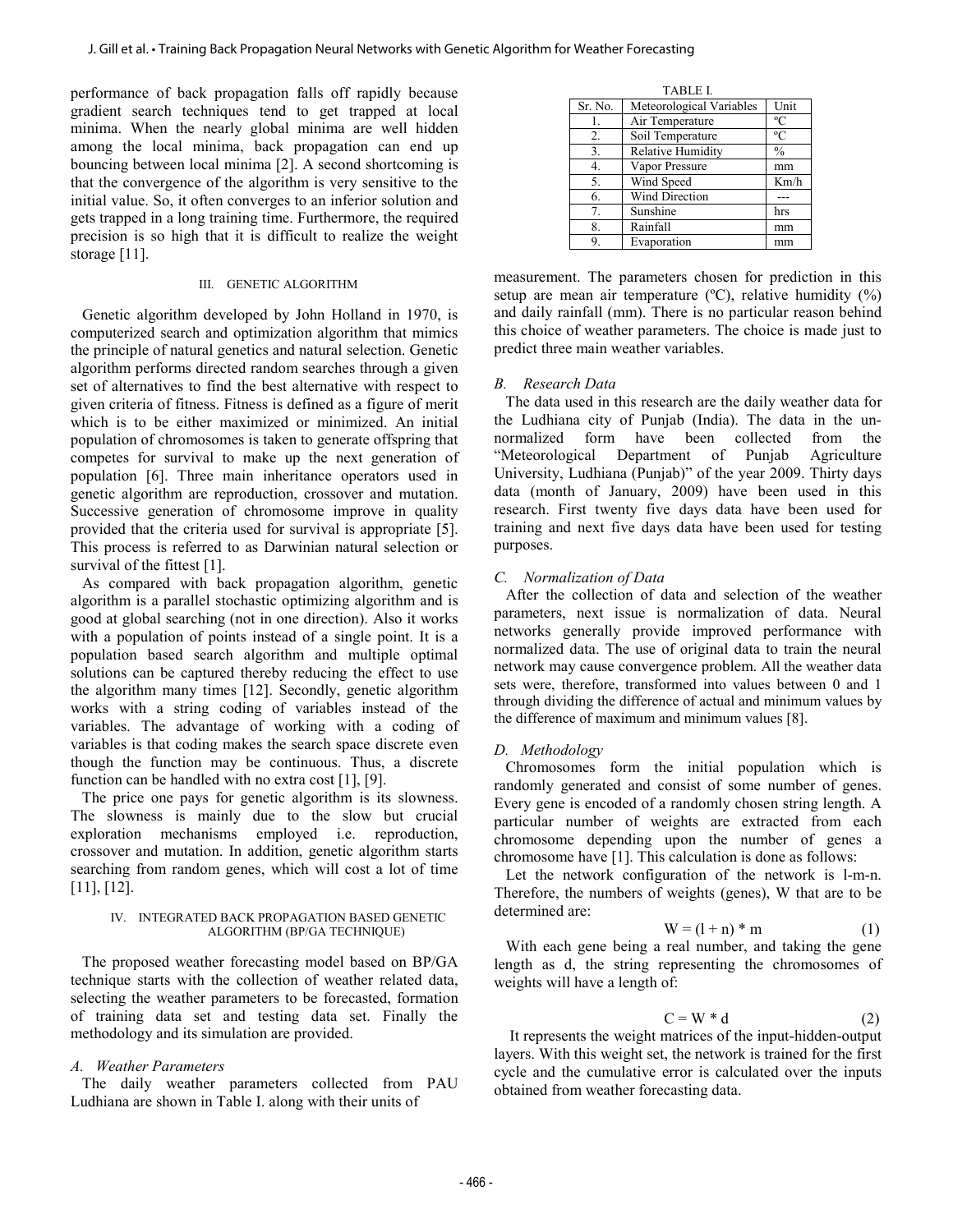performance of back propagation falls off rapidly because gradient search techniques tend to get trapped at local minima. When the nearly global minima are well hidden among the local minima, back propagation can end up bouncing between local minima [2]. A second shortcoming is that the convergence of the algorithm is very sensitive to the initial value. So, it often converges to an inferior solution and gets trapped in a long training time. Furthermore, the required precision is so high that it is difficult to realize the weight storage [11].

## III. GENETIC ALGORITHM

Genetic algorithm developed by John Holland in 1970, is computerized search and optimization algorithm that mimics the principle of natural genetics and natural selection. Genetic algorithm performs directed random searches through a given set of alternatives to find the best alternative with respect to given criteria of fitness. Fitness is defined as a figure of merit which is to be either maximized or minimized. An initial population of chromosomes is taken to generate offspring that competes for survival to make up the next generation of population [6]. Three main inheritance operators used in genetic algorithm are reproduction, crossover and mutation. Successive generation of chromosome improve in quality provided that the criteria used for survival is appropriate [5]. This process is referred to as Darwinian natural selection or survival of the fittest [1].

As compared with back propagation algorithm, genetic algorithm is a parallel stochastic optimizing algorithm and is good at global searching (not in one direction). Also it works with a population of points instead of a single point. It is a population based search algorithm and multiple optimal solutions can be captured thereby reducing the effect to use the algorithm many times [12]. Secondly, genetic algorithm works with a string coding of variables instead of the variables. The advantage of working with a coding of variables is that coding makes the search space discrete even though the function may be continuous. Thus, a discrete function can be handled with no extra cost [1], [9].

The price one pays for genetic algorithm is its slowness. The slowness is mainly due to the slow but crucial exploration mechanisms employed i.e. reproduction, crossover and mutation. In addition, genetic algorithm starts searching from random genes, which will cost a lot of time [11], [12].

## IV. INTEGRATED BACK PROPAGATION BASED GENETIC ALGORITHM (BP/GA TECHNIQUE)

The proposed weather forecasting model based on BP/GA technique starts with the collection of weather related data, selecting the weather parameters to be forecasted, formation of training data set and testing data set. Finally the methodology and its simulation are provided.

### *A. Weather Parameters*

The daily weather parameters collected from PAU Ludhiana are shown in Table I. along with their units of measurement. The parameters chosen for prediction in this setup are mean air temperature (ºC), relative humidity (%) and daily rainfall (mm). There is no particular reason behind this choice of weather parameters. The choice is made just to predict three main weather variables.

TABLE I.

| Sr. No. | Meteorological Variables | Unit |
|---|---|---|
| 1. | Air Temperature | ºC |
| 2. | Soil Temperature | ºC |
| 3. | Relative Humidity | % |
| 4. | Vapor Pressure | mm |
| 5. | Wind Speed | Km/h |
| 6. | Wind Direction | --- |
| 7. | Sunshine | hrs |
| 8. | Rainfall | mm |
| 9. | Evaporation | mm |

### *B. Research Data*

The data used in this research are the daily weather data for the Ludhiana city of Punjab (India). The data in the un-normalized form have been collected from the "Meteorological Department of Punjab Agriculture University, Ludhiana (Punjab)" of the year 2009. Thirty days data (month of January, 2009) have been used in this research. First twenty five days data have been used for training and next five days data have been used for testing purposes.

### *C. Normalization of Data*

After the collection of data and selection of the weather parameters, next issue is normalization of data. Neural networks generally provide improved performance with normalized data. The use of original data to train the neural network may cause convergence problem. All the weather data sets were, therefore, transformed into values between 0 and 1 through dividing the difference of actual and minimum values by the difference of maximum and minimum values [8].

### *D. Methodology*

Chromosomes form the initial population which is randomly generated and consist of some number of genes. Every gene is encoded of a randomly chosen string length. A particular number of weights are extracted from each chromosome depending upon the number of genes a chromosome have [1]. This calculation is done as follows:

Let the network configuration of the network is l-m-n. Therefore, the numbers of weights (genes), W that are to be determined are:

$$W = (l + n) * m \tag{1}$$

With each gene being a real number, and taking the gene length as d, the string representing the chromosomes of weights will have a length of:

$$C = W * d \tag{2}$$

It represents the weight matrices of the input-hidden-output layers. With this weight set, the network is trained for the first cycle and the cumulative error is calculated over the inputs obtained from weather forecasting data.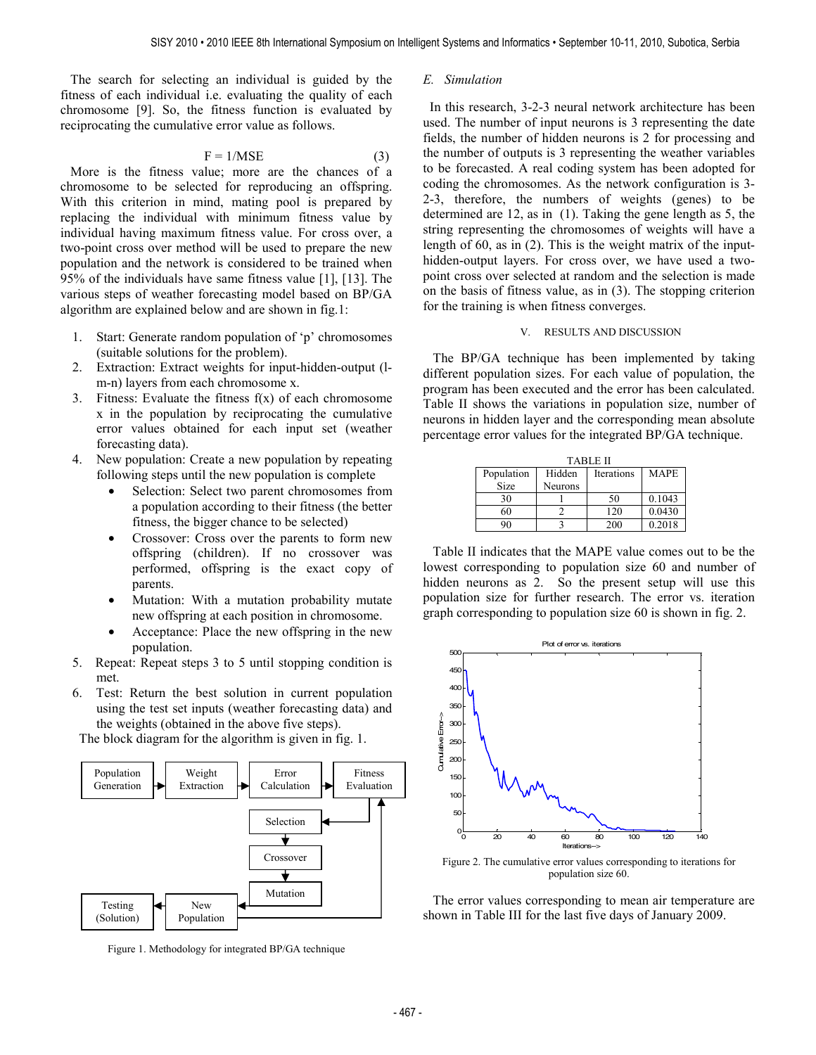The search for selecting an individual is guided by the fitness of each individual i.e. evaluating the quality of each chromosome [9]. So, the fitness function is evaluated by reciprocating the cumulative error value as follows.

$$F = 1/MSE \tag{3}$$

More is the fitness value; more are the chances of a chromosome to be selected for reproducing an offspring. With this criterion in mind, mating pool is prepared by replacing the individual with minimum fitness value by individual having maximum fitness value. For cross over, a two-point cross over method will be used to prepare the new population and the network is considered to be trained when 95% of the individuals have same fitness value [1], [13]. The various steps of weather forecasting model based on BP/GA algorithm are explained below and are shown in fig.1:

1. Start: Generate random population of 'p' chromosomes (suitable solutions for the problem).
2. Extraction: Extract weights for input-hidden-output (l-m-n) layers from each chromosome x.
3. Fitness: Evaluate the fitness f(x) of each chromosome x in the population by reciprocating the cumulative error values obtained for each input set (weather forecasting data).
4. New population: Create a new population by repeating following steps until the new population is complete
   - Selection: Select two parent chromosomes from a population according to their fitness (the better fitness, the bigger chance to be selected)
   - Crossover: Cross over the parents to form new offspring (children). If no crossover was performed, offspring is the exact copy of parents.
   - Mutation: With a mutation probability mutate new offspring at each position in chromosome.
   - Acceptance: Place the new offspring in the new population.
5. Repeat: Repeat steps 3 to 5 until stopping condition is met.
6. Test: Return the best solution in current population using the test set inputs (weather forecasting data) and the weights (obtained in the above five steps).

The block diagram for the algorithm is given in fig. 1.

Population Generation → Weight Extraction → Error Calculation → Fitness Evaluation → Selection → Crossover → Mutation → New Population → Testing (Solution)

Figure 1. Methodology for integrated BP/GA technique

*E. Simulation*

In this research, 3-2-3 neural network architecture has been used. The number of input neurons is 3 representing the date fields, the number of hidden neurons is 2 for processing and the number of outputs is 3 representing the weather variables to be forecasted. A real coding system has been adopted for coding the chromosomes. As the network configuration is 3-2-3, therefore, the numbers of weights (genes) to be determined are 12, as in (1). Taking the gene length as 5, the string representing the chromosomes of weights will have a length of 60, as in (2). This is the weight matrix of the input-hidden-output layers. For cross over, we have used a two-point cross over selected at random and the selection is made on the basis of fitness value, as in (3). The stopping criterion for the training is when fitness converges.

## V. RESULTS AND DISCUSSION

The BP/GA technique has been implemented by taking different population sizes. For each value of population, the program has been executed and the error has been calculated. Table II shows the variations in population size, number of neurons in hidden layer and the corresponding mean absolute percentage error values for the integrated BP/GA technique.

TABLE II

| Population Size | Hidden Neurons | Iterations | MAPE |
|---|---|---|---|
| 30 | 1 | 50 | 0.1043 |
| 60 | 2 | 120 | 0.0430 |
| 90 | 3 | 200 | 0.2018 |

Table II indicates that the MAPE value comes out to be the lowest corresponding to population size 60 and number of hidden neurons as 2. So the present setup will use this population size for further research. The error vs. iteration graph corresponding to population size 60 is shown in fig. 2.

Figure 2. The cumulative error values corresponding to iterations for population size 60.

The error values corresponding to mean air temperature are shown in Table III for the last five days of January 2009.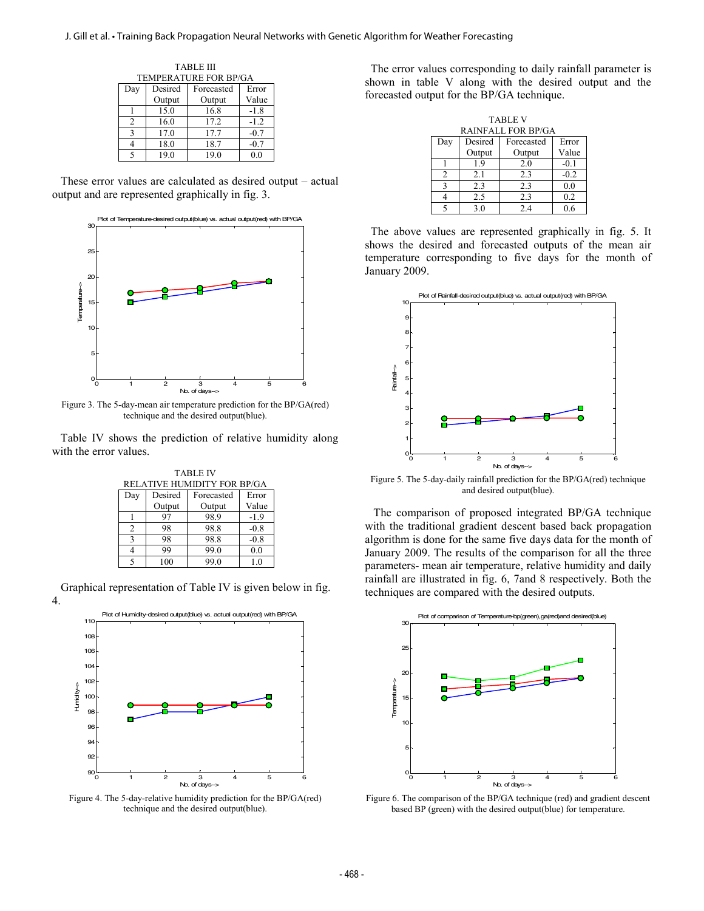TABLE III
TEMPERATURE FOR BP/GA

| Day | Desired Output | Forecasted Output | Error Value |
|---|---|---|---|
| 1 | 15.0 | 16.8 | -1.8 |
| 2 | 16.0 | 17.2 | -1.2 |
| 3 | 17.0 | 17.7 | -0.7 |
| 4 | 18.0 | 18.7 | -0.7 |
| 5 | 19.0 | 19.0 | 0.0 |

These error values are calculated as desired output – actual output and are represented graphically in fig. 3.

Figure 3. The 5-day-mean air temperature prediction for the BP/GA(red) technique and the desired output(blue).

Table IV shows the prediction of relative humidity along with the error values.

TABLE IV
RELATIVE HUMIDITY FOR BP/GA

| Day | Desired Output | Forecasted Output | Error Value |
|---|---|---|---|
| 1 | 97 | 98.9 | -1.9 |
| 2 | 98 | 98.8 | -0.8 |
| 3 | 98 | 98.8 | -0.8 |
| 4 | 99 | 99.0 | 0.0 |
| 5 | 100 | 99.0 | 1.0 |

Graphical representation of Table IV is given below in fig. 4.

Figure 4. The 5-day-relative humidity prediction for the BP/GA(red) technique and the desired output(blue).

The error values corresponding to daily rainfall parameter is shown in table V along with the desired output and the forecasted output for the BP/GA technique.

TABLE V
RAINFALL FOR BP/GA

| Day | Desired Output | Forecasted Output | Error Value |
|---|---|---|---|
| 1 | 1.9 | 2.0 | -0.1 |
| 2 | 2.1 | 2.3 | -0.2 |
| 3 | 2.3 | 2.3 | 0.0 |
| 4 | 2.5 | 2.3 | 0.2 |
| 5 | 3.0 | 2.4 | 0.6 |

The above values are represented graphically in fig. 5. It shows the desired and forecasted outputs of the mean air temperature corresponding to five days for the month of January 2009.

Figure 5. The 5-day-daily rainfall prediction for the BP/GA(red) technique and desired output(blue).

The comparison of proposed integrated BP/GA technique with the traditional gradient descent based back propagation algorithm is done for the same five days data for the month of January 2009. The results of the comparison for all the three parameters- mean air temperature, relative humidity and daily rainfall are illustrated in fig. 6, 7and 8 respectively. Both the techniques are compared with the desired outputs.

Figure 6. The comparison of the BP/GA technique (red) and gradient descent based BP (green) with the desired output(blue) for temperature.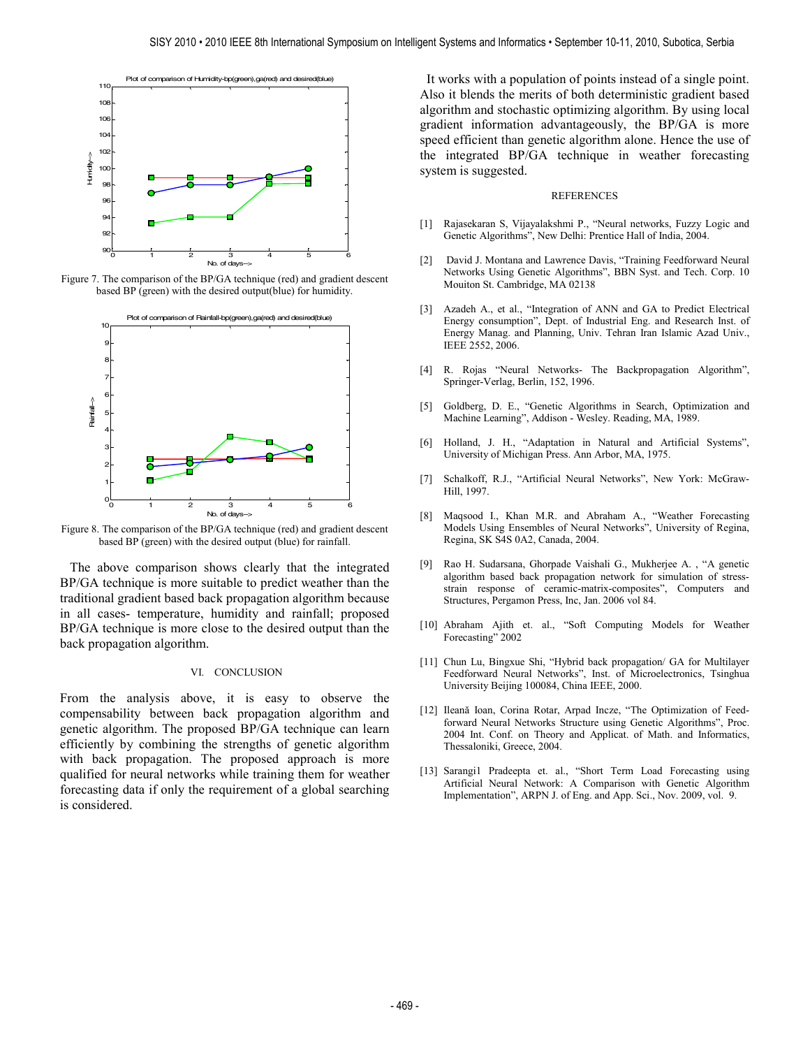Plot of comparison of Humidity-bp(green),ga(red) and desired(blue)

Humidity-->

110
108
106
104
102
100
98
96
94
92
90

0 1 2 3 4 5 6

No. of days-->

Figure 7. The comparison of the BP/GA technique (red) and gradient descent based BP (green) with the desired output(blue) for humidity.

Plot of comparison of Rainfall-bp(green),ga(red) and desired(blue)

Rainfall-->

10
9
8
7
6
5
4
3
2
1
0

0 1 2 3 4 5 6

No. of days-->

Figure 8. The comparison of the BP/GA technique (red) and gradient descent based BP (green) with the desired output (blue) for rainfall.

The above comparison shows clearly that the integrated BP/GA technique is more suitable to predict weather than the traditional gradient based back propagation algorithm because in all cases- temperature, humidity and rainfall; proposed BP/GA technique is more close to the desired output than the back propagation algorithm.

## VI. CONCLUSION

From the analysis above, it is easy to observe the compensability between back propagation algorithm and genetic algorithm. The proposed BP/GA technique can learn efficiently by combining the strengths of genetic algorithm with back propagation. The proposed approach is more qualified for neural networks while training them for weather forecasting data if only the requirement of a global searching is considered.

It works with a population of points instead of a single point. Also it blends the merits of both deterministic gradient based algorithm and stochastic optimizing algorithm. By using local gradient information advantageously, the BP/GA is more speed efficient than genetic algorithm alone. Hence the use of the integrated BP/GA technique in weather forecasting system is suggested.

## REFERENCES

[1] Rajasekaran S, Vijayalakshmi P., "Neural networks, Fuzzy Logic and Genetic Algorithms", New Delhi: Prentice Hall of India, 2004.

[2] David J. Montana and Lawrence Davis, "Training Feedforward Neural Networks Using Genetic Algorithms", BBN Syst. and Tech. Corp. 10 Mouiton St. Cambridge, MA 02138

[3] Azadeh A., et al., "Integration of ANN and GA to Predict Electrical Energy consumption", Dept. of Industrial Eng. and Research Inst. of Energy Manag. and Planning, Univ. Tehran Iran Islamic Azad Univ., IEEE 2552, 2006.

[4] R. Rojas "Neural Networks- The Backpropagation Algorithm", Springer-Verlag, Berlin, 152, 1996.

[5] Goldberg, D. E., "Genetic Algorithms in Search, Optimization and Machine Learning", Addison - Wesley. Reading, MA, 1989.

[6] Holland, J. H., "Adaptation in Natural and Artificial Systems", University of Michigan Press. Ann Arbor, MA, 1975.

[7] Schalkoff, R.J., "Artificial Neural Networks", New York: McGraw-Hill, 1997.

[8] Maqsood I., Khan M.R. and Abraham A., "Weather Forecasting Models Using Ensembles of Neural Networks", University of Regina, Regina, SK S4S 0A2, Canada, 2004.

[9] Rao H. Sudarsana, Ghorpade Vaishali G., Mukherjee A. , "A genetic algorithm based back propagation network for simulation of stress-strain response of ceramic-matrix-composites", Computers and Structures, Pergamon Press, Inc, Jan. 2006 vol 84.

[10] Abraham Ajith et. al., "Soft Computing Models for Weather Forecasting" 2002

[11] Chun Lu, Bingxue Shi, "Hybrid back propagation/ GA for Multilayer Feedforward Neural Networks", Inst. of Microelectronics, Tsinghua University Beijing 100084, China IEEE, 2000.

[12] Ileană Ioan, Corina Rotar, Arpad Incze, "The Optimization of Feed-forward Neural Networks Structure using Genetic Algorithms", Proc. 2004 Int. Conf. on Theory and Applicat. of Math. and Informatics, Thessaloniki, Greece, 2004.

[13] Sarangi1 Pradeepta et. al., "Short Term Load Forecasting using Artificial Neural Network: A Comparison with Genetic Algorithm Implementation", ARPN J. of Eng. and App. Sci., Nov. 2009, vol. 9.